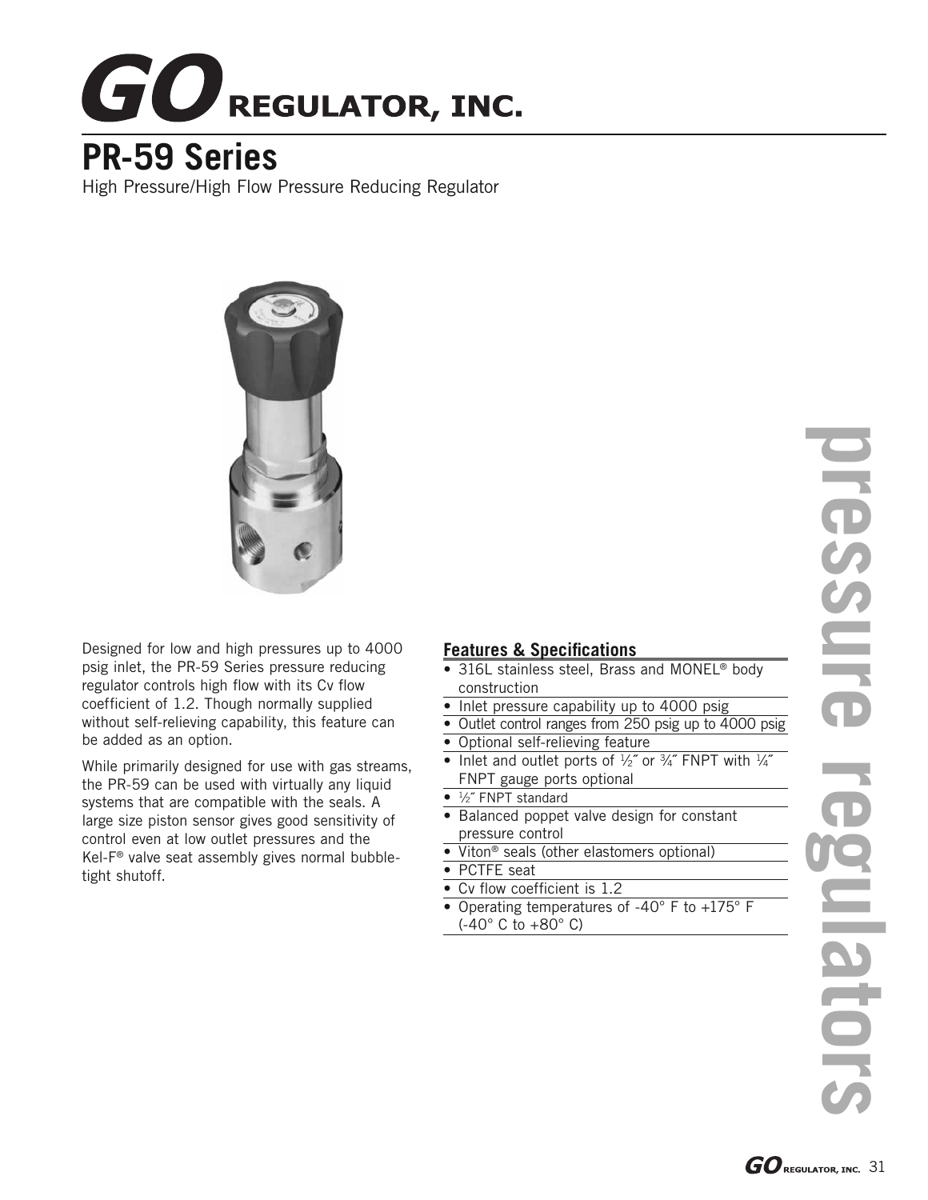# GO REGULATOR, INC.

## PR-59 Series

High Pressure/High Flow Pressure Reducing Regulator

Designed for low and high pressures up to 4000 psig inlet, the PR-59 Series pressure reducing regulator controls high flow with its Cv flow coefficient of 1.2. Though normally supplied without self-relieving capability, this feature can be added as an option.

While primarily designed for use with gas streams, the PR-59 can be used with virtually any liquid systems that are compatible with the seals. A large size piston sensor gives good sensitivity of control even at low outlet pressures and the Kel-F® valve seat assembly gives normal bubble-tight shutoff.

### Features & Specifications

- 316L stainless steel, Brass and MONEL® body construction
- Inlet pressure capability up to 4000 psig
- Outlet control ranges from 250 psig up to 4000 psig
- Optional self-relieving feature
- Inlet and outlet ports of ½″ or ¾″ FNPT with ¼″ FNPT gauge ports optional
- ½″ FNPT standard
- Balanced poppet valve design for constant pressure control
- Viton® seals (other elastomers optional)
- PCTFE seat
- Cv flow coefficient is 1.2
- Operating temperatures of -40° F to +175° F (-40° C to +80° C)

pressure regulators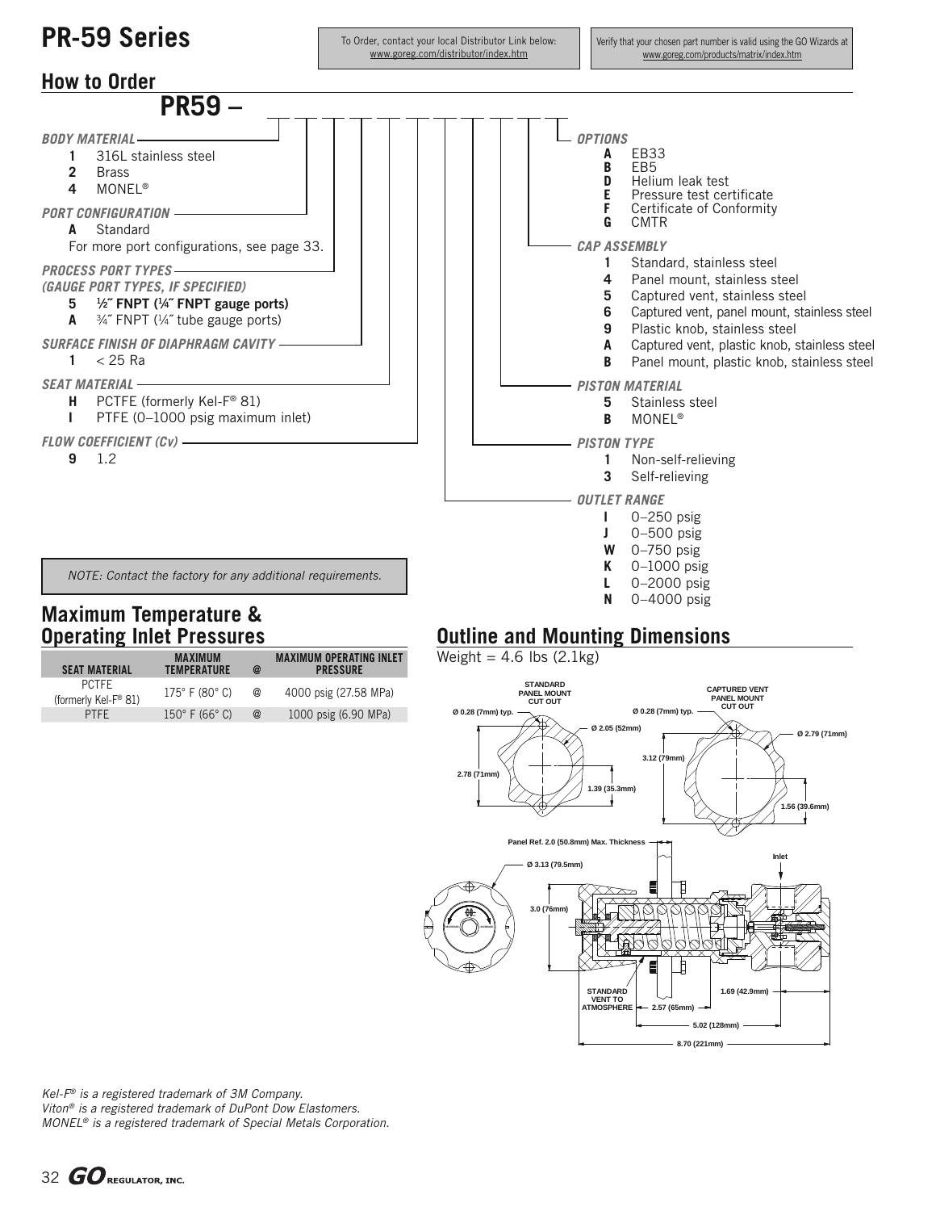# PR-59 Series

To Order, contact your local Distributor Link below: www.goreg.com/distributor/index.htm

Verify that your chosen part number is valid using the GO Wizards at www.goreg.com/products/matrix/index.htm

## How to Order

**PR59 –** _ _ _ _ _ _ _ _ _ _ _ _

***BODY MATERIAL***
- **1** 316L stainless steel
- **2** Brass
- **4** MONEL®

***PORT CONFIGURATION***
- **A** Standard

For more port configurations, see page 33.

***PROCESS PORT TYPES (GAUGE PORT TYPES, IF SPECIFIED)***
- **5** **½˝ FNPT (¼˝ FNPT gauge ports)**
- **A** ¾˝ FNPT (¼˝ tube gauge ports)

***SURFACE FINISH OF DIAPHRAGM CAVITY***
- **1** < 25 Ra

***SEAT MATERIAL***
- **H** PCTFE (formerly Kel-F® 81)
- **I** PTFE (0–1000 psig maximum inlet)

***FLOW COEFFICIENT (Cv)***
- **9** 1.2

***OPTIONS***
- **A** EB33
- **B** EB5
- **D** Helium leak test
- **E** Pressure test certificate
- **F** Certificate of Conformity
- **G** CMTR

***CAP ASSEMBLY***
- **1** Standard, stainless steel
- **4** Panel mount, stainless steel
- **5** Captured vent, stainless steel
- **6** Captured vent, panel mount, stainless steel
- **9** Plastic knob, stainless steel
- **A** Captured vent, plastic knob, stainless steel
- **B** Panel mount, plastic knob, stainless steel

***PISTON MATERIAL***
- **5** Stainless steel
- **B** MONEL®

***PISTON TYPE***
- **1** Non-self-relieving
- **3** Self-relieving

***OUTLET RANGE***
- **I** 0–250 psig
- **J** 0–500 psig
- **W** 0–750 psig
- **K** 0–1000 psig
- **L** 0–2000 psig
- **N** 0–4000 psig

*NOTE: Contact the factory for any additional requirements.*

## Maximum Temperature & Operating Inlet Pressures

| SEAT MATERIAL | MAXIMUM TEMPERATURE | @ | MAXIMUM OPERATING INLET PRESSURE |
|---|---|---|---|
| PCTFE (formerly Kel-F® 81) | 175° F (80° C) | @ | 4000 psig (27.58 MPa) |
| PTFE | 150° F (66° C) | @ | 1000 psig (6.90 MPa) |

## Outline and Mounting Dimensions

Weight = 4.6 lbs (2.1kg)

STANDARD PANEL MOUNT CUT OUT
Ø 0.28 (7mm) typ.
Ø 2.05 (52mm)
2.78 (71mm)
1.39 (35.3mm)

CAPTURED VENT PANEL MOUNT CUT OUT
Ø 0.28 (7mm) typ.
Ø 2.79 (71mm)
3.12 (79mm)
1.56 (39.6mm)

Panel Ref. 2.0 (50.8mm) Max. Thickness
Ø 3.13 (79.5mm)
3.0 (76mm)
Inlet
STANDARD VENT TO ATMOSPHERE
1.69 (42.9mm)
2.57 (65mm)
5.02 (128mm)
8.70 (221mm)

*Kel-F® is a registered trademark of 3M Company.*
*Viton® is a registered trademark of DuPont Dow Elastomers.*
*MONEL® is a registered trademark of Special Metals Corporation.*